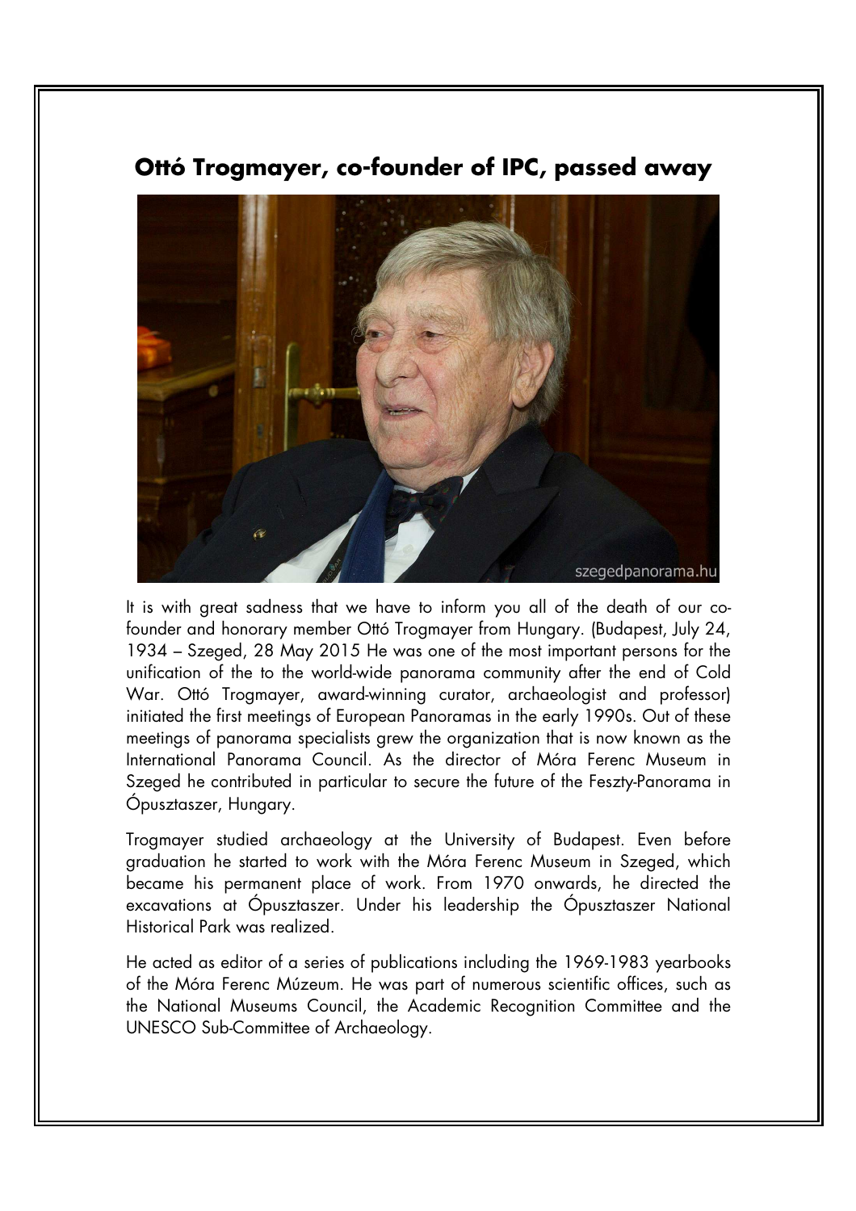## Ottó Trogmayer, co-founder of IPC, passed away

It is with great sadness that we have to inform you all of the death of our co-founder and honorary member Ottó Trogmayer from Hungary. (Budapest, July 24, 1934 – Szeged, 28 May 2015 He was one of the most important persons for the unification of the to the world-wide panorama community after the end of Cold War. Ottó Trogmayer, award-winning curator, archaeologist and professor) initiated the first meetings of European Panoramas in the early 1990s. Out of these meetings of panorama specialists grew the organization that is now known as the International Panorama Council. As the director of Móra Ferenc Museum in Szeged he contributed in particular to secure the future of the Feszty-Panorama in Ópusztaszer, Hungary.

Trogmayer studied archaeology at the University of Budapest. Even before graduation he started to work with the Móra Ferenc Museum in Szeged, which became his permanent place of work. From 1970 onwards, he directed the excavations at Ópusztaszer. Under his leadership the Ópusztaszer National Historical Park was realized.

He acted as editor of a series of publications including the 1969-1983 yearbooks of the Móra Ferenc Múzeum. He was part of numerous scientific offices, such as the National Museums Council, the Academic Recognition Committee and the UNESCO Sub-Committee of Archaeology.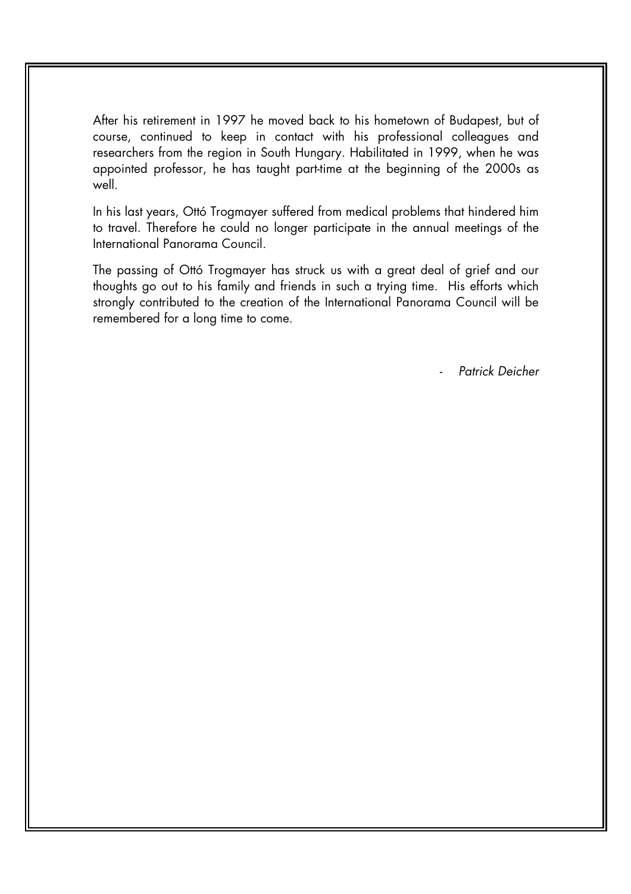After his retirement in 1997 he moved back to his hometown of Budapest, but of course, continued to keep in contact with his professional colleagues and researchers from the region in South Hungary. Habilitated in 1999, when he was appointed professor, he has taught part-time at the beginning of the 2000s as well.

In his last years, Ottó Trogmayer suffered from medical problems that hindered him to travel. Therefore he could no longer participate in the annual meetings of the International Panorama Council.

The passing of Ottó Trogmayer has struck us with a great deal of grief and our thoughts go out to his family and friends in such a trying time. His efforts which strongly contributed to the creation of the International Panorama Council will be remembered for a long time to come.

- *Patrick Deicher*